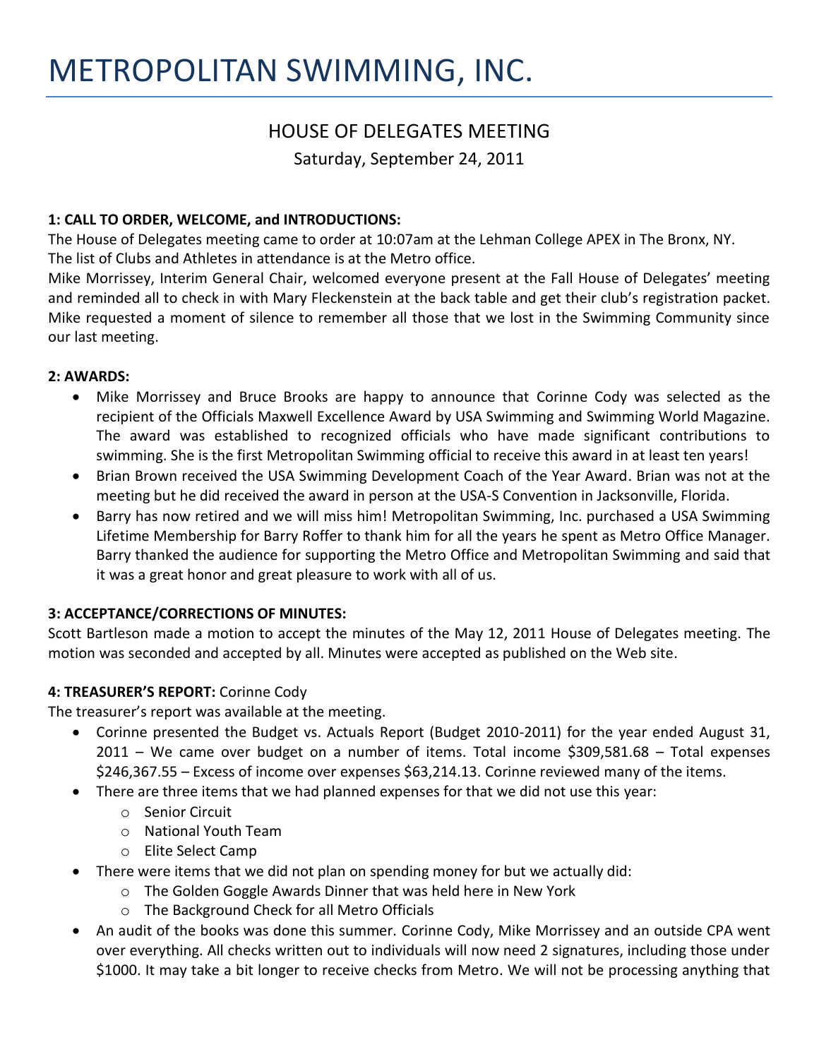# METROPOLITAN SWIMMING, INC.

## HOUSE OF DELEGATES MEETING

Saturday, September 24, 2011

**1: CALL TO ORDER, WELCOME, and INTRODUCTIONS:**

The House of Delegates meeting came to order at 10:07am at the Lehman College APEX in The Bronx, NY.
The list of Clubs and Athletes in attendance is at the Metro office.
Mike Morrissey, Interim General Chair, welcomed everyone present at the Fall House of Delegates' meeting and reminded all to check in with Mary Fleckenstein at the back table and get their club's registration packet. Mike requested a moment of silence to remember all those that we lost in the Swimming Community since our last meeting.

**2: AWARDS:**

- Mike Morrissey and Bruce Brooks are happy to announce that Corinne Cody was selected as the recipient of the Officials Maxwell Excellence Award by USA Swimming and Swimming World Magazine. The award was established to recognized officials who have made significant contributions to swimming. She is the first Metropolitan Swimming official to receive this award in at least ten years!
- Brian Brown received the USA Swimming Development Coach of the Year Award. Brian was not at the meeting but he did received the award in person at the USA-S Convention in Jacksonville, Florida.
- Barry has now retired and we will miss him! Metropolitan Swimming, Inc. purchased a USA Swimming Lifetime Membership for Barry Roffer to thank him for all the years he spent as Metro Office Manager. Barry thanked the audience for supporting the Metro Office and Metropolitan Swimming and said that it was a great honor and great pleasure to work with all of us.

**3: ACCEPTANCE/CORRECTIONS OF MINUTES:**

Scott Bartleson made a motion to accept the minutes of the May 12, 2011 House of Delegates meeting. The motion was seconded and accepted by all. Minutes were accepted as published on the Web site.

**4: TREASURER'S REPORT:** Corinne Cody

The treasurer's report was available at the meeting.

- Corinne presented the Budget vs. Actuals Report (Budget 2010-2011) for the year ended August 31, 2011 – We came over budget on a number of items. Total income $309,581.68 – Total expenses $246,367.55 – Excess of income over expenses $63,214.13. Corinne reviewed many of the items.
- There are three items that we had planned expenses for that we did not use this year:
  - Senior Circuit
  - National Youth Team
  - Elite Select Camp
- There were items that we did not plan on spending money for but we actually did:
  - The Golden Goggle Awards Dinner that was held here in New York
  - The Background Check for all Metro Officials
- An audit of the books was done this summer. Corinne Cody, Mike Morrissey and an outside CPA went over everything. All checks written out to individuals will now need 2 signatures, including those under $1000. It may take a bit longer to receive checks from Metro. We will not be processing anything that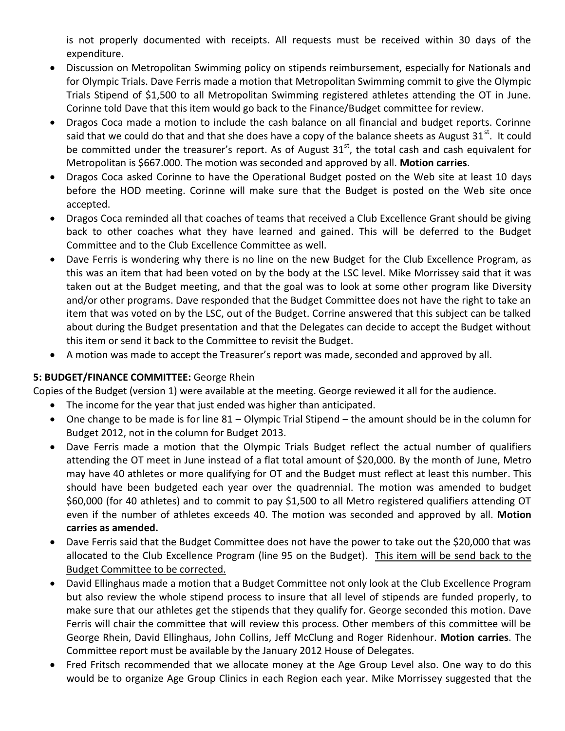is not properly documented with receipts. All requests must be received within 30 days of the expenditure.

- Discussion on Metropolitan Swimming policy on stipends reimbursement, especially for Nationals and for Olympic Trials. Dave Ferris made a motion that Metropolitan Swimming commit to give the Olympic Trials Stipend of $1,500 to all Metropolitan Swimming registered athletes attending the OT in June. Corinne told Dave that this item would go back to the Finance/Budget committee for review.
- Dragos Coca made a motion to include the cash balance on all financial and budget reports. Corinne said that we could do that and that she does have a copy of the balance sheets as August 31st. It could be committed under the treasurer's report. As of August 31st, the total cash and cash equivalent for Metropolitan is $667.000. The motion was seconded and approved by all. **Motion carries**.
- Dragos Coca asked Corinne to have the Operational Budget posted on the Web site at least 10 days before the HOD meeting. Corinne will make sure that the Budget is posted on the Web site once accepted.
- Dragos Coca reminded all that coaches of teams that received a Club Excellence Grant should be giving back to other coaches what they have learned and gained. This will be deferred to the Budget Committee and to the Club Excellence Committee as well.
- Dave Ferris is wondering why there is no line on the new Budget for the Club Excellence Program, as this was an item that had been voted on by the body at the LSC level. Mike Morrissey said that it was taken out at the Budget meeting, and that the goal was to look at some other program like Diversity and/or other programs. Dave responded that the Budget Committee does not have the right to take an item that was voted on by the LSC, out of the Budget. Corrine answered that this subject can be talked about during the Budget presentation and that the Delegates can decide to accept the Budget without this item or send it back to the Committee to revisit the Budget.
- A motion was made to accept the Treasurer's report was made, seconded and approved by all.

**5: BUDGET/FINANCE COMMITTEE:** George Rhein

Copies of the Budget (version 1) were available at the meeting. George reviewed it all for the audience.

- The income for the year that just ended was higher than anticipated.
- One change to be made is for line 81 – Olympic Trial Stipend – the amount should be in the column for Budget 2012, not in the column for Budget 2013.
- Dave Ferris made a motion that the Olympic Trials Budget reflect the actual number of qualifiers attending the OT meet in June instead of a flat total amount of $20,000. By the month of June, Metro may have 40 athletes or more qualifying for OT and the Budget must reflect at least this number. This should have been budgeted each year over the quadrennial. The motion was amended to budget $60,000 (for 40 athletes) and to commit to pay $1,500 to all Metro registered qualifiers attending OT even if the number of athletes exceeds 40. The motion was seconded and approved by all. **Motion carries as amended.**
- Dave Ferris said that the Budget Committee does not have the power to take out the $20,000 that was allocated to the Club Excellence Program (line 95 on the Budget). <u>This item will be send back to the Budget Committee to be corrected.</u>
- David Ellinghaus made a motion that a Budget Committee not only look at the Club Excellence Program but also review the whole stipend process to insure that all level of stipends are funded properly, to make sure that our athletes get the stipends that they qualify for. George seconded this motion. Dave Ferris will chair the committee that will review this process. Other members of this committee will be George Rhein, David Ellinghaus, John Collins, Jeff McClung and Roger Ridenhour. **Motion carries**. The Committee report must be available by the January 2012 House of Delegates.
- Fred Fritsch recommended that we allocate money at the Age Group Level also. One way to do this would be to organize Age Group Clinics in each Region each year. Mike Morrissey suggested that the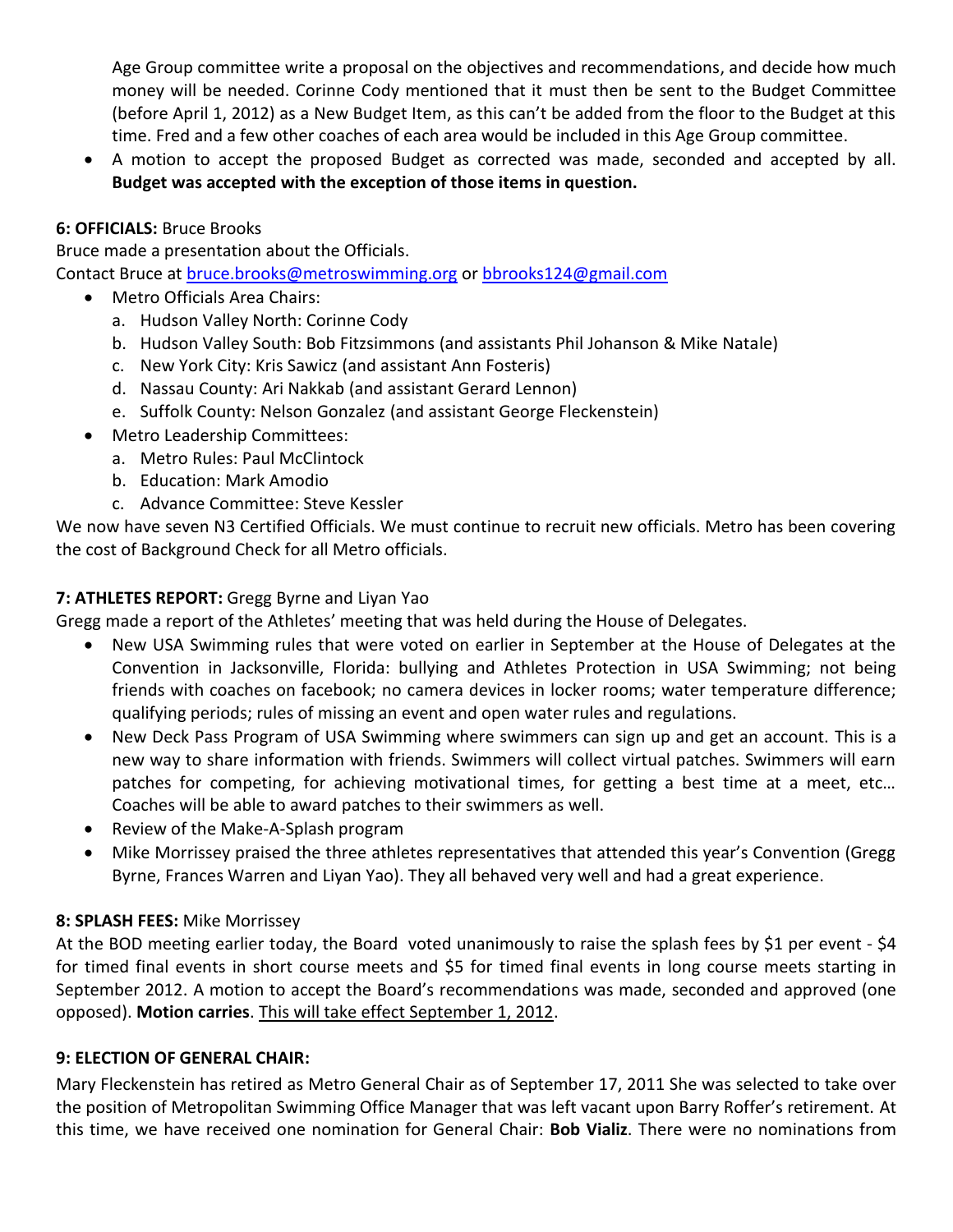Age Group committee write a proposal on the objectives and recommendations, and decide how much money will be needed. Corinne Cody mentioned that it must then be sent to the Budget Committee (before April 1, 2012) as a New Budget Item, as this can't be added from the floor to the Budget at this time. Fred and a few other coaches of each area would be included in this Age Group committee.

- A motion to accept the proposed Budget as corrected was made, seconded and accepted by all. **Budget was accepted with the exception of those items in question.**

**6: OFFICIALS:** Bruce Brooks

Bruce made a presentation about the Officials.

Contact Bruce at bruce.brooks@metroswimming.org or bbrooks124@gmail.com

- Metro Officials Area Chairs:
  a. Hudson Valley North: Corinne Cody
  b. Hudson Valley South: Bob Fitzsimmons (and assistants Phil Johanson & Mike Natale)
  c. New York City: Kris Sawicz (and assistant Ann Fosteris)
  d. Nassau County: Ari Nakkab (and assistant Gerard Lennon)
  e. Suffolk County: Nelson Gonzalez (and assistant George Fleckenstein)
- Metro Leadership Committees:
  a. Metro Rules: Paul McClintock
  b. Education: Mark Amodio
  c. Advance Committee: Steve Kessler

We now have seven N3 Certified Officials. We must continue to recruit new officials. Metro has been covering the cost of Background Check for all Metro officials.

**7: ATHLETES REPORT:** Gregg Byrne and Liyan Yao

Gregg made a report of the Athletes' meeting that was held during the House of Delegates.

- New USA Swimming rules that were voted on earlier in September at the House of Delegates at the Convention in Jacksonville, Florida: bullying and Athletes Protection in USA Swimming; not being friends with coaches on facebook; no camera devices in locker rooms; water temperature difference; qualifying periods; rules of missing an event and open water rules and regulations.
- New Deck Pass Program of USA Swimming where swimmers can sign up and get an account. This is a new way to share information with friends. Swimmers will collect virtual patches. Swimmers will earn patches for competing, for achieving motivational times, for getting a best time at a meet, etc… Coaches will be able to award patches to their swimmers as well.
- Review of the Make-A-Splash program
- Mike Morrissey praised the three athletes representatives that attended this year's Convention (Gregg Byrne, Frances Warren and Liyan Yao). They all behaved very well and had a great experience.

**8: SPLASH FEES:** Mike Morrissey

At the BOD meeting earlier today, the Board voted unanimously to raise the splash fees by $1 per event - $4 for timed final events in short course meets and $5 for timed final events in long course meets starting in September 2012. A motion to accept the Board's recommendations was made, seconded and approved (one opposed). **Motion carries**. This will take effect September 1, 2012.

**9: ELECTION OF GENERAL CHAIR:**

Mary Fleckenstein has retired as Metro General Chair as of September 17, 2011 She was selected to take over the position of Metropolitan Swimming Office Manager that was left vacant upon Barry Roffer's retirement. At this time, we have received one nomination for General Chair: **Bob Vializ**. There were no nominations from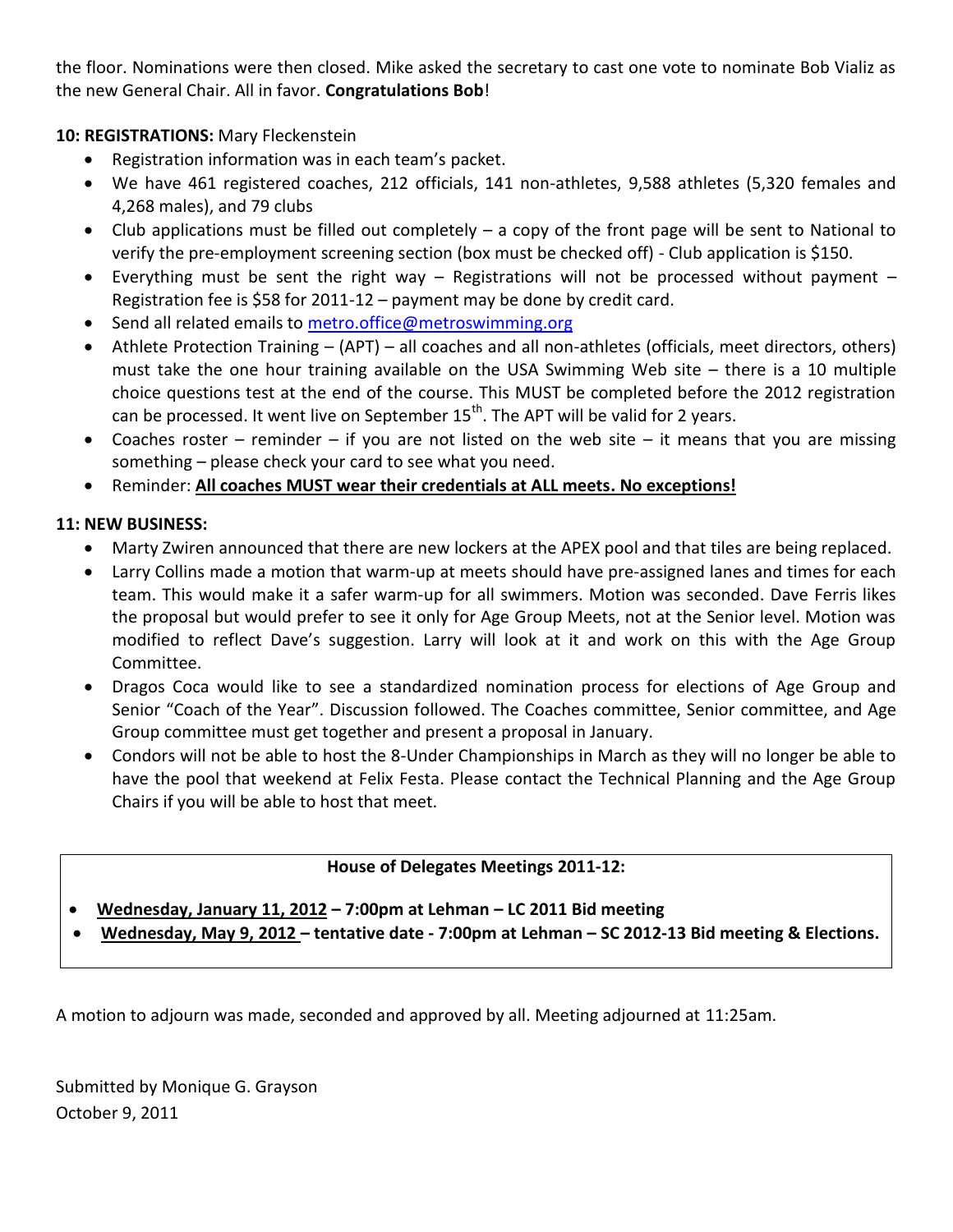the floor. Nominations were then closed. Mike asked the secretary to cast one vote to nominate Bob Vializ as the new General Chair. All in favor. **Congratulations Bob**!

**10: REGISTRATIONS:** Mary Fleckenstein

- Registration information was in each team's packet.
- We have 461 registered coaches, 212 officials, 141 non-athletes, 9,588 athletes (5,320 females and 4,268 males), and 79 clubs
- Club applications must be filled out completely – a copy of the front page will be sent to National to verify the pre-employment screening section (box must be checked off) - Club application is $150.
- Everything must be sent the right way – Registrations will not be processed without payment – Registration fee is $58 for 2011-12 – payment may be done by credit card.
- Send all related emails to metro.office@metroswimming.org
- Athlete Protection Training – (APT) – all coaches and all non-athletes (officials, meet directors, others) must take the one hour training available on the USA Swimming Web site – there is a 10 multiple choice questions test at the end of the course. This MUST be completed before the 2012 registration can be processed. It went live on September 15th. The APT will be valid for 2 years.
- Coaches roster – reminder – if you are not listed on the web site – it means that you are missing something – please check your card to see what you need.
- Reminder: **<u>All coaches MUST wear their credentials at ALL meets. No exceptions!</u>**

**11: NEW BUSINESS:**

- Marty Zwiren announced that there are new lockers at the APEX pool and that tiles are being replaced.
- Larry Collins made a motion that warm-up at meets should have pre-assigned lanes and times for each team. This would make it a safer warm-up for all swimmers. Motion was seconded. Dave Ferris likes the proposal but would prefer to see it only for Age Group Meets, not at the Senior level. Motion was modified to reflect Dave's suggestion. Larry will look at it and work on this with the Age Group Committee.
- Dragos Coca would like to see a standardized nomination process for elections of Age Group and Senior "Coach of the Year". Discussion followed. The Coaches committee, Senior committee, and Age Group committee must get together and present a proposal in January.
- Condors will not be able to host the 8-Under Championships in March as they will no longer be able to have the pool that weekend at Felix Festa. Please contact the Technical Planning and the Age Group Chairs if you will be able to host that meet.

**House of Delegates Meetings 2011-12:**

- **<u>Wednesday, January 11, 2012</u> – 7:00pm at Lehman – LC 2011 Bid meeting**
- **<u>Wednesday, May 9, 2012</u> – tentative date - 7:00pm at Lehman – SC 2012-13 Bid meeting & Elections.**

A motion to adjourn was made, seconded and approved by all. Meeting adjourned at 11:25am.

Submitted by Monique G. Grayson
October 9, 2011